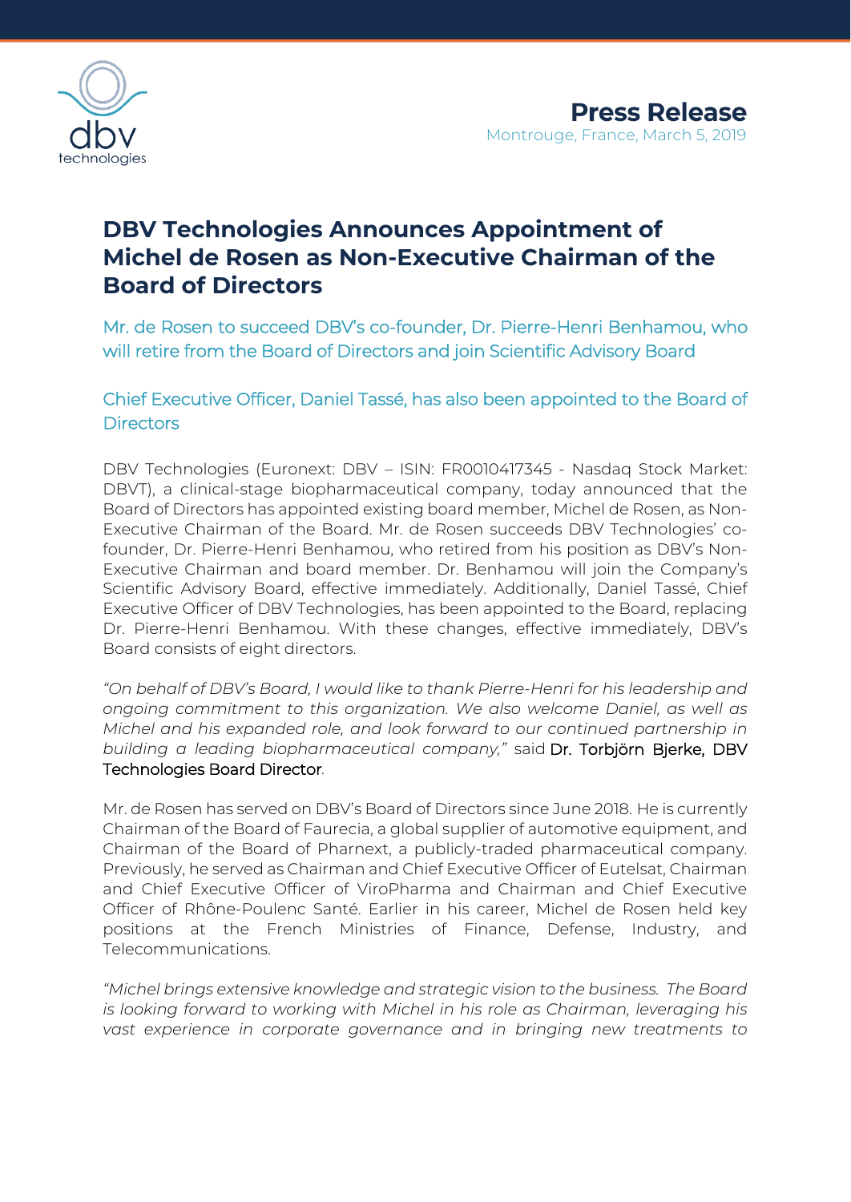**Press Release**

Montrouge, France, March 5, 2019

# DBV Technologies Announces Appointment of Michel de Rosen as Non-Executive Chairman of the Board of Directors

## Mr. de Rosen to succeed DBV's co-founder, Dr. Pierre-Henri Benhamou, who will retire from the Board of Directors and join Scientific Advisory Board

## Chief Executive Officer, Daniel Tassé, has also been appointed to the Board of Directors

DBV Technologies (Euronext: DBV – ISIN: FR0010417345 - Nasdaq Stock Market: DBVT), a clinical-stage biopharmaceutical company, today announced that the Board of Directors has appointed existing board member, Michel de Rosen, as Non-Executive Chairman of the Board. Mr. de Rosen succeeds DBV Technologies' co-founder, Dr. Pierre-Henri Benhamou, who retired from his position as DBV's Non-Executive Chairman and board member. Dr. Benhamou will join the Company's Scientific Advisory Board, effective immediately. Additionally, Daniel Tassé, Chief Executive Officer of DBV Technologies, has been appointed to the Board, replacing Dr. Pierre-Henri Benhamou. With these changes, effective immediately, DBV's Board consists of eight directors.

*"On behalf of DBV's Board, I would like to thank Pierre-Henri for his leadership and ongoing commitment to this organization. We also welcome Daniel, as well as Michel and his expanded role, and look forward to our continued partnership in building a leading biopharmaceutical company,"* said Dr. Torbjörn Bjerke, DBV Technologies Board Director.

Mr. de Rosen has served on DBV's Board of Directors since June 2018. He is currently Chairman of the Board of Faurecia, a global supplier of automotive equipment, and Chairman of the Board of Pharnext, a publicly-traded pharmaceutical company. Previously, he served as Chairman and Chief Executive Officer of Eutelsat, Chairman and Chief Executive Officer of ViroPharma and Chairman and Chief Executive Officer of Rhône-Poulenc Santé. Earlier in his career, Michel de Rosen held key positions at the French Ministries of Finance, Defense, Industry, and Telecommunications.

*"Michel brings extensive knowledge and strategic vision to the business. The Board is looking forward to working with Michel in his role as Chairman, leveraging his vast experience in corporate governance and in bringing new treatments to*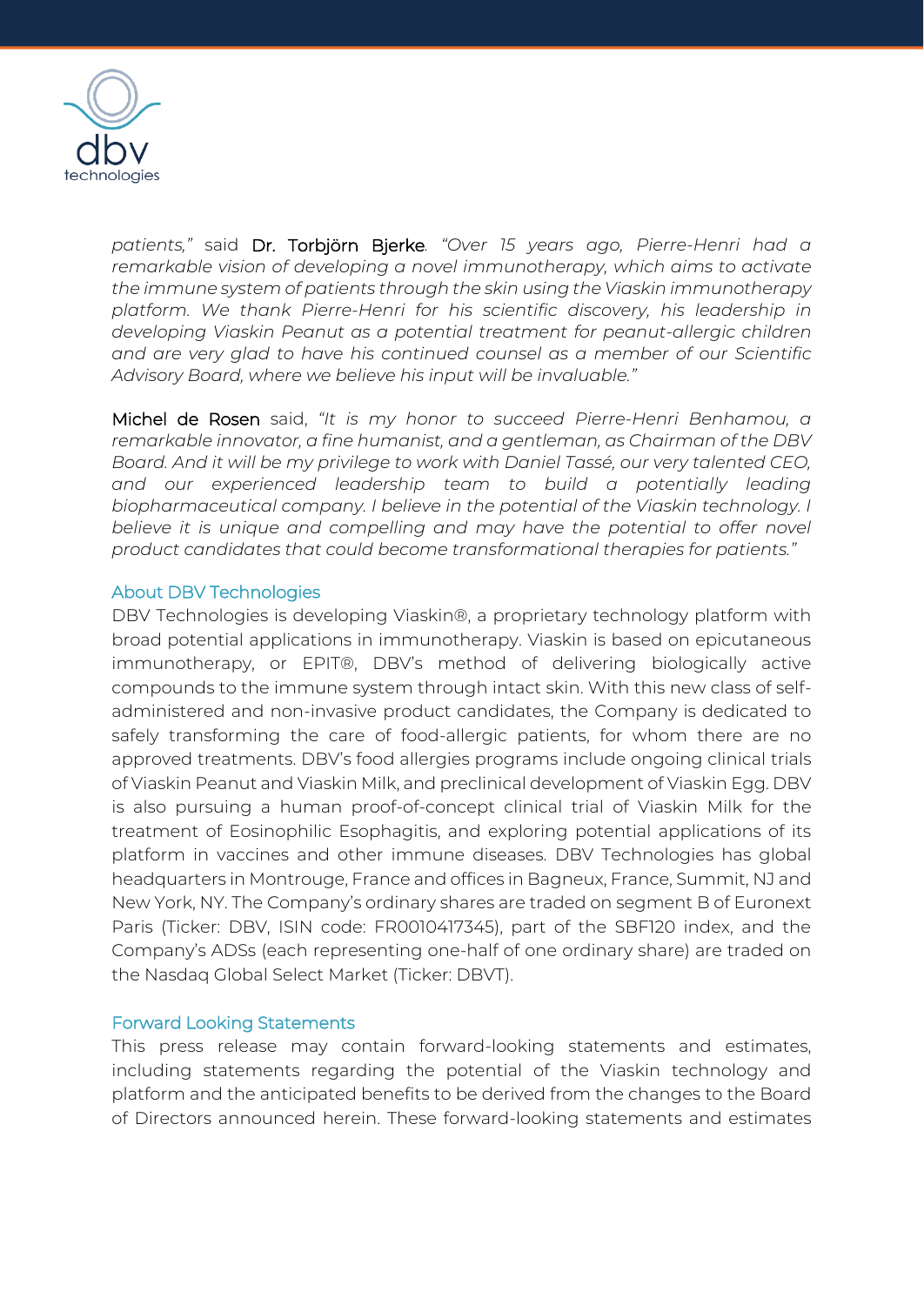*patients,"* said Dr. Torbjörn Bjerke. *"Over 15 years ago, Pierre-Henri had a remarkable vision of developing a novel immunotherapy, which aims to activate the immune system of patients through the skin using the Viaskin immunotherapy platform. We thank Pierre-Henri for his scientific discovery, his leadership in developing Viaskin Peanut as a potential treatment for peanut-allergic children and are very glad to have his continued counsel as a member of our Scientific Advisory Board, where we believe his input will be invaluable."*

Michel de Rosen said, *"It is my honor to succeed Pierre-Henri Benhamou, a remarkable innovator, a fine humanist, and a gentleman, as Chairman of the DBV Board. And it will be my privilege to work with Daniel Tassé, our very talented CEO, and our experienced leadership team to build a potentially leading biopharmaceutical company. I believe in the potential of the Viaskin technology. I believe it is unique and compelling and may have the potential to offer novel product candidates that could become transformational therapies for patients."*

## About DBV Technologies

DBV Technologies is developing Viaskin®, a proprietary technology platform with broad potential applications in immunotherapy. Viaskin is based on epicutaneous immunotherapy, or EPIT®, DBV's method of delivering biologically active compounds to the immune system through intact skin. With this new class of self-administered and non-invasive product candidates, the Company is dedicated to safely transforming the care of food-allergic patients, for whom there are no approved treatments. DBV's food allergies programs include ongoing clinical trials of Viaskin Peanut and Viaskin Milk, and preclinical development of Viaskin Egg. DBV is also pursuing a human proof-of-concept clinical trial of Viaskin Milk for the treatment of Eosinophilic Esophagitis, and exploring potential applications of its platform in vaccines and other immune diseases. DBV Technologies has global headquarters in Montrouge, France and offices in Bagneux, France, Summit, NJ and New York, NY. The Company's ordinary shares are traded on segment B of Euronext Paris (Ticker: DBV, ISIN code: FR0010417345), part of the SBF120 index, and the Company's ADSs (each representing one-half of one ordinary share) are traded on the Nasdaq Global Select Market (Ticker: DBVT).

## Forward Looking Statements

This press release may contain forward-looking statements and estimates, including statements regarding the potential of the Viaskin technology and platform and the anticipated benefits to be derived from the changes to the Board of Directors announced herein. These forward-looking statements and estimates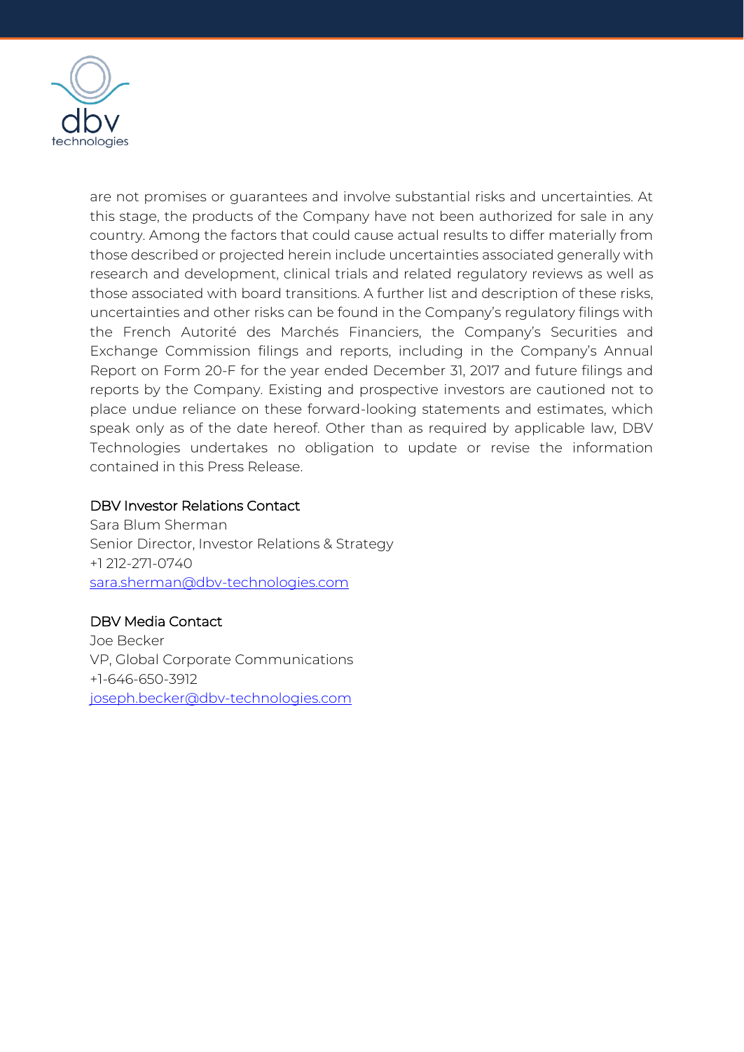are not promises or guarantees and involve substantial risks and uncertainties. At this stage, the products of the Company have not been authorized for sale in any country. Among the factors that could cause actual results to differ materially from those described or projected herein include uncertainties associated generally with research and development, clinical trials and related regulatory reviews as well as those associated with board transitions. A further list and description of these risks, uncertainties and other risks can be found in the Company's regulatory filings with the French Autorité des Marchés Financiers, the Company's Securities and Exchange Commission filings and reports, including in the Company's Annual Report on Form 20-F for the year ended December 31, 2017 and future filings and reports by the Company. Existing and prospective investors are cautioned not to place undue reliance on these forward-looking statements and estimates, which speak only as of the date hereof. Other than as required by applicable law, DBV Technologies undertakes no obligation to update or revise the information contained in this Press Release.

**DBV Investor Relations Contact**
Sara Blum Sherman
Senior Director, Investor Relations & Strategy
+1 212-271-0740
sara.sherman@dbv-technologies.com

**DBV Media Contact**
Joe Becker
VP, Global Corporate Communications
+1-646-650-3912
joseph.becker@dbv-technologies.com